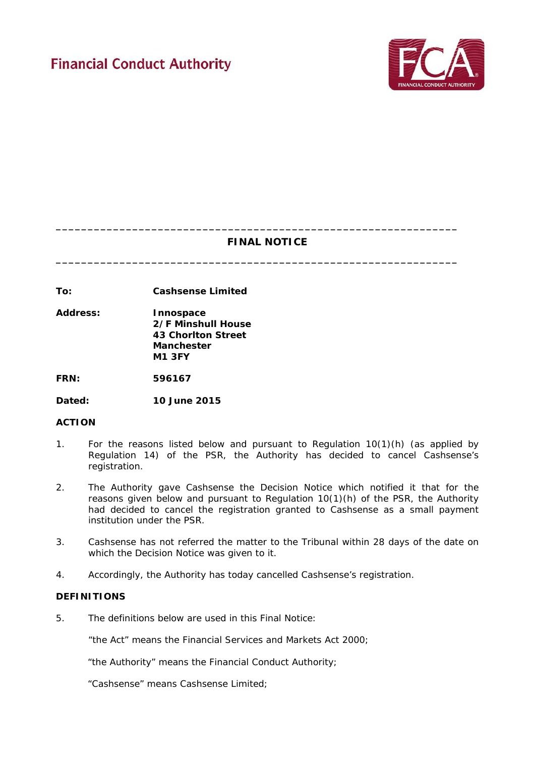Financial Conduct Authority

---

# FINAL NOTICE

---

**To:** **Cashsense Limited**

**Address:** **Innospace**
**2/F Minshull House**
**43 Chorlton Street**
**Manchester**
**M1 3FY**

**FRN:** **596167**

**Dated:** **10 June 2015**

## ACTION

1. For the reasons listed below and pursuant to Regulation 10(1)(h) (as applied by Regulation 14) of the PSR, the Authority has decided to cancel Cashsense's registration.

2. The Authority gave Cashsense the Decision Notice which notified it that for the reasons given below and pursuant to Regulation 10(1)(h) of the PSR, the Authority had decided to cancel the registration granted to Cashsense as a small payment institution under the PSR.

3. Cashsense has not referred the matter to the Tribunal within 28 days of the date on which the Decision Notice was given to it.

4. Accordingly, the Authority has today cancelled Cashsense's registration.

## DEFINITIONS

5. The definitions below are used in this Final Notice:

   "the Act" means the Financial Services and Markets Act 2000;

   "the Authority" means the Financial Conduct Authority;

   "Cashsense" means Cashsense Limited;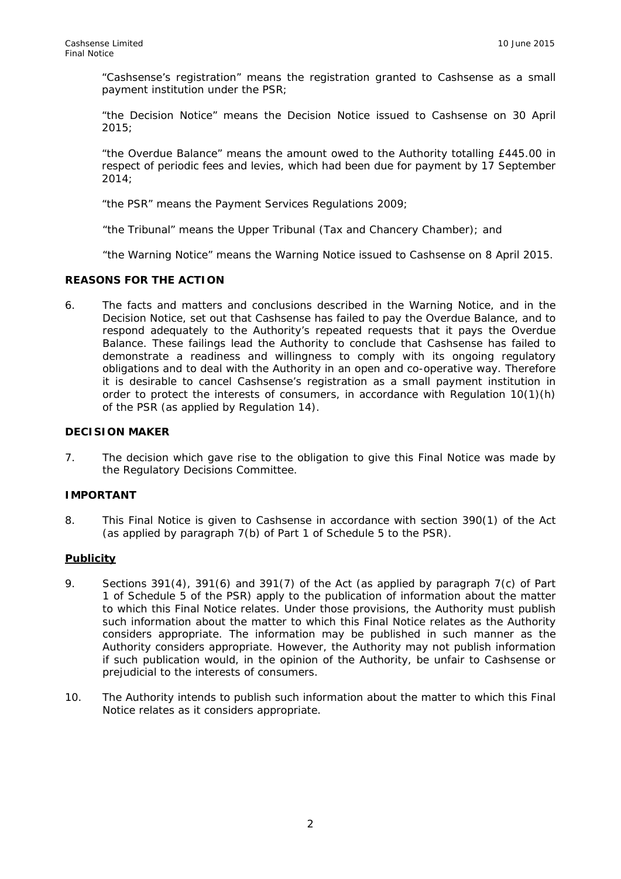"Cashsense's registration" means the registration granted to Cashsense as a small payment institution under the PSR;

"the Decision Notice" means the Decision Notice issued to Cashsense on 30 April 2015;

"the Overdue Balance" means the amount owed to the Authority totalling £445.00 in respect of periodic fees and levies, which had been due for payment by 17 September 2014;

"the PSR" means the Payment Services Regulations 2009;

"the Tribunal" means the Upper Tribunal (Tax and Chancery Chamber); and

"the Warning Notice" means the Warning Notice issued to Cashsense on 8 April 2015.

**REASONS FOR THE ACTION**

6. The facts and matters and conclusions described in the Warning Notice, and in the Decision Notice, set out that Cashsense has failed to pay the Overdue Balance, and to respond adequately to the Authority's repeated requests that it pays the Overdue Balance. These failings lead the Authority to conclude that Cashsense has failed to demonstrate a readiness and willingness to comply with its ongoing regulatory obligations and to deal with the Authority in an open and co-operative way. Therefore it is desirable to cancel Cashsense's registration as a small payment institution in order to protect the interests of consumers, in accordance with Regulation 10(1)(h) of the PSR (as applied by Regulation 14).

**DECISION MAKER**

7. The decision which gave rise to the obligation to give this Final Notice was made by the Regulatory Decisions Committee.

**IMPORTANT**

8. This Final Notice is given to Cashsense in accordance with section 390(1) of the Act (as applied by paragraph 7(b) of Part 1 of Schedule 5 to the PSR).

**Publicity**

9. Sections 391(4), 391(6) and 391(7) of the Act (as applied by paragraph 7(c) of Part 1 of Schedule 5 of the PSR) apply to the publication of information about the matter to which this Final Notice relates. Under those provisions, the Authority must publish such information about the matter to which this Final Notice relates as the Authority considers appropriate. The information may be published in such manner as the Authority considers appropriate. However, the Authority may not publish information if such publication would, in the opinion of the Authority, be unfair to Cashsense or prejudicial to the interests of consumers.

10. The Authority intends to publish such information about the matter to which this Final Notice relates as it considers appropriate.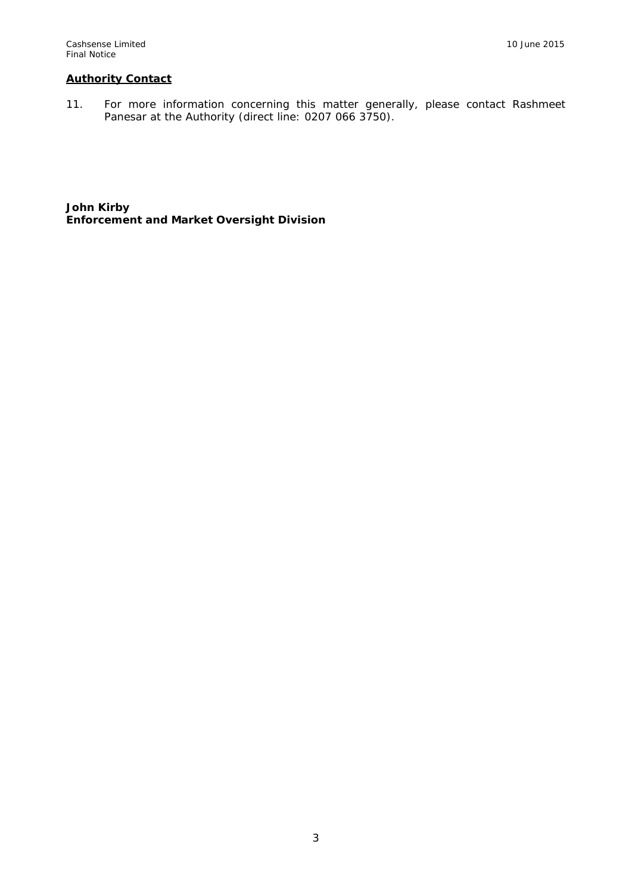**Authority Contact**

11. For more information concerning this matter generally, please contact Rashmeet Panesar at the Authority (direct line: 0207 066 3750).

**John Kirby**
**Enforcement and Market Oversight Division**